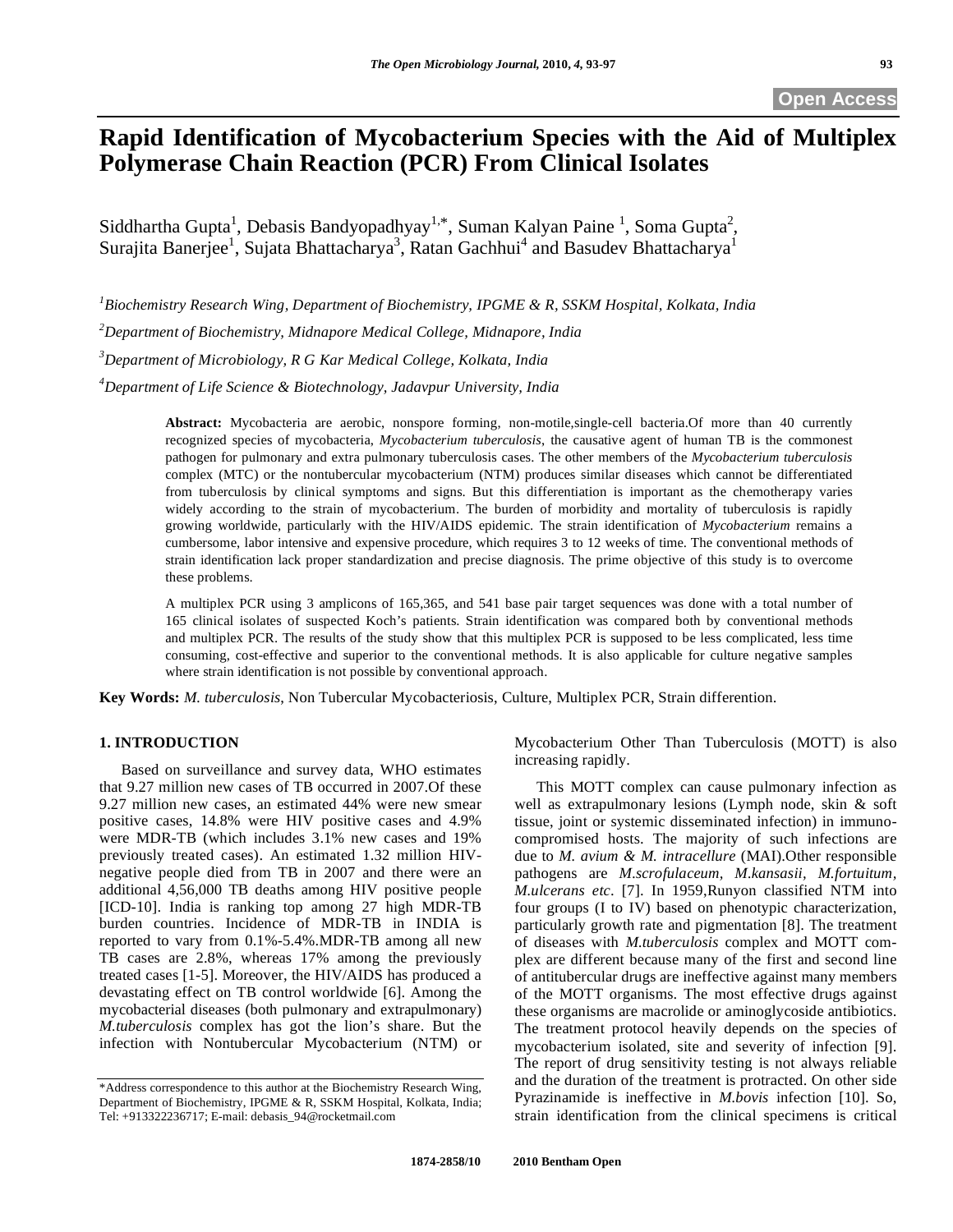# Rapid Identification of Mycobacterium Species with the Aid of Multiplex Polymerase Chain Reaction (PCR) From Clinical Isolates

Siddhartha Gupta[1], Debasis Bandyopadhyay[1,*], Suman Kalyan Paine[1], Soma Gupta[2], Surajita Banerjee[1], Sujata Bhattacharya[3], Ratan Gachhui[4] and Basudev Bhattacharya[1]

[1]*Biochemistry Research Wing, Department of Biochemistry, IPGME & R, SSKM Hospital, Kolkata, India*

[2]*Department of Biochemistry, Midnapore Medical College, Midnapore, India*

[3]*Department of Microbiology, R G Kar Medical College, Kolkata, India*

[4]*Department of Life Science & Biotechnology, Jadavpur University, India*

**Abstract:** Mycobacteria are aerobic, nonspore forming, non-motile,single-cell bacteria.Of more than 40 currently recognized species of mycobacteria, *Mycobacterium tuberculosis*, the causative agent of human TB is the commonest pathogen for pulmonary and extra pulmonary tuberculosis cases. The other members of the *Mycobacterium tuberculosis* complex (MTC) or the nontubercular mycobacterium (NTM) produces similar diseases which cannot be differentiated from tuberculosis by clinical symptoms and signs. But this differentiation is important as the chemotherapy varies widely according to the strain of mycobacterium. The burden of morbidity and mortality of tuberculosis is rapidly growing worldwide, particularly with the HIV/AIDS epidemic. The strain identification of *Mycobacterium* remains a cumbersome, labor intensive and expensive procedure, which requires 3 to 12 weeks of time. The conventional methods of strain identification lack proper standardization and precise diagnosis. The prime objective of this study is to overcome these problems.

A multiplex PCR using 3 amplicons of 165,365, and 541 base pair target sequences was done with a total number of 165 clinical isolates of suspected Koch's patients. Strain identification was compared both by conventional methods and multiplex PCR. The results of the study show that this multiplex PCR is supposed to be less complicated, less time consuming, cost-effective and superior to the conventional methods. It is also applicable for culture negative samples where strain identification is not possible by conventional approach.

**Key Words:** *M. tuberculosis*, Non Tubercular Mycobacteriosis, Culture, Multiplex PCR, Strain differention.

## 1. INTRODUCTION

Based on surveillance and survey data, WHO estimates that 9.27 million new cases of TB occurred in 2007.Of these 9.27 million new cases, an estimated 44% were new smear positive cases, 14.8% were HIV positive cases and 4.9% were MDR-TB (which includes 3.1% new cases and 19% previously treated cases). An estimated 1.32 million HIV-negative people died from TB in 2007 and there were an additional 4,56,000 TB deaths among HIV positive people [ICD-10]. India is ranking top among 27 high MDR-TB burden countries. Incidence of MDR-TB in INDIA is reported to vary from 0.1%-5.4%.MDR-TB among all new TB cases are 2.8%, whereas 17% among the previously treated cases [1-5]. Moreover, the HIV/AIDS has produced a devastating effect on TB control worldwide [6]. Among the mycobacterial diseases (both pulmonary and extrapulmonary) *M.tuberculosis* complex has got the lion's share. But the infection with Nontubercular Mycobacterium (NTM) or Mycobacterium Other Than Tuberculosis (MOTT) is also increasing rapidly.

This MOTT complex can cause pulmonary infection as well as extrapulmonary lesions (Lymph node, skin & soft tissue, joint or systemic disseminated infection) in immuno-compromised hosts. The majority of such infections are due to *M. avium & M. intracellure* (MAI).Other responsible pathogens are *M.scrofulaceum*, *M.kansasii*, *M.fortuitum, M.ulcerans etc*. [7]. In 1959,Runyon classified NTM into four groups (I to IV) based on phenotypic characterization, particularly growth rate and pigmentation [8]. The treatment of diseases with *M.tuberculosis* complex and MOTT complex are different because many of the first and second line of antitubercular drugs are ineffective against many members of the MOTT organisms. The most effective drugs against these organisms are macrolide or aminoglycoside antibiotics. The treatment protocol heavily depends on the species of mycobacterium isolated, site and severity of infection [9]. The report of drug sensitivity testing is not always reliable and the duration of the treatment is protracted. On other side Pyrazinamide is ineffective in *M.bovis* infection [10]. So, strain identification from the clinical specimens is critical

*Address correspondence to this author at the Biochemistry Research Wing, Department of Biochemistry, IPGME & R, SSKM Hospital, Kolkata, India; Tel: +913322236717; E-mail: debasis_94@rocketmail.com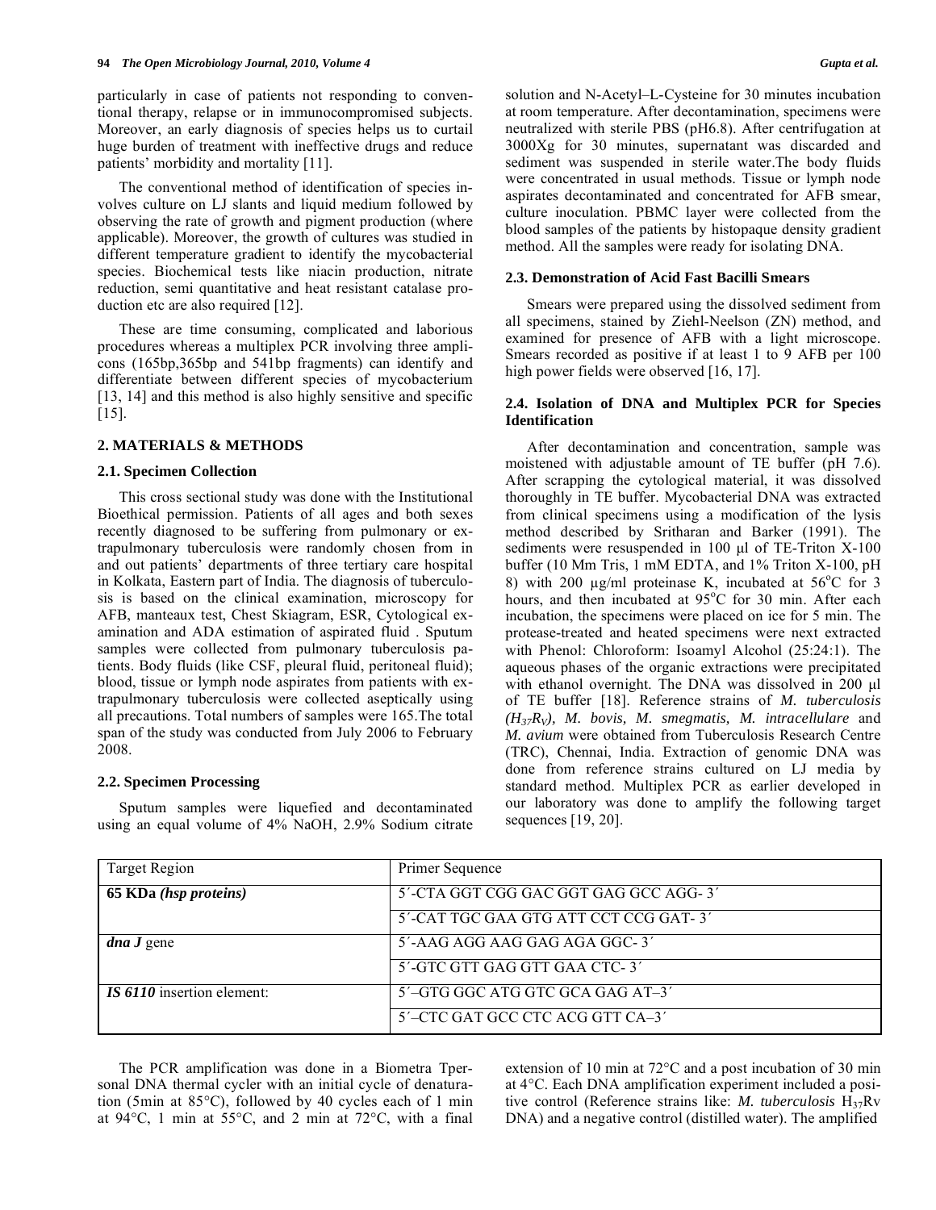particularly in case of patients not responding to conventional therapy, relapse or in immunocompromised subjects. Moreover, an early diagnosis of species helps us to curtail huge burden of treatment with ineffective drugs and reduce patients' morbidity and mortality [11].

The conventional method of identification of species involves culture on LJ slants and liquid medium followed by observing the rate of growth and pigment production (where applicable). Moreover, the growth of cultures was studied in different temperature gradient to identify the mycobacterial species. Biochemical tests like niacin production, nitrate reduction, semi quantitative and heat resistant catalase production etc are also required [12].

These are time consuming, complicated and laborious procedures whereas a multiplex PCR involving three amplicons (165bp,365bp and 541bp fragments) can identify and differentiate between different species of mycobacterium [13, 14] and this method is also highly sensitive and specific [15].

## 2. MATERIALS & METHODS

### 2.1. Specimen Collection

This cross sectional study was done with the Institutional Bioethical permission. Patients of all ages and both sexes recently diagnosed to be suffering from pulmonary or extrapulmonary tuberculosis were randomly chosen from in and out patients' departments of three tertiary care hospital in Kolkata, Eastern part of India. The diagnosis of tuberculosis is based on the clinical examination, microscopy for AFB, manteaux test, Chest Skiagram, ESR, Cytological examination and ADA estimation of aspirated fluid . Sputum samples were collected from pulmonary tuberculosis patients. Body fluids (like CSF, pleural fluid, peritoneal fluid); blood, tissue or lymph node aspirates from patients with extrapulmonary tuberculosis were collected aseptically using all precautions. Total numbers of samples were 165.The total span of the study was conducted from July 2006 to February 2008.

### 2.2. Specimen Processing

Sputum samples were liquefied and decontaminated using an equal volume of 4% NaOH, 2.9% Sodium citrate solution and N-Acetyl–L-Cysteine for 30 minutes incubation at room temperature. After decontamination, specimens were neutralized with sterile PBS (pH6.8). After centrifugation at 3000Xg for 30 minutes, supernatant was discarded and sediment was suspended in sterile water.The body fluids were concentrated in usual methods. Tissue or lymph node aspirates decontaminated and concentrated for AFB smear, culture inoculation. PBMC layer were collected from the blood samples of the patients by histopaque density gradient method. All the samples were ready for isolating DNA.

### 2.3. Demonstration of Acid Fast Bacilli Smears

Smears were prepared using the dissolved sediment from all specimens, stained by Ziehl-Neelson (ZN) method, and examined for presence of AFB with a light microscope. Smears recorded as positive if at least 1 to 9 AFB per 100 high power fields were observed [16, 17].

### 2.4. Isolation of DNA and Multiplex PCR for Species Identification

After decontamination and concentration, sample was moistened with adjustable amount of TE buffer (pH 7.6). After scrapping the cytological material, it was dissolved thoroughly in TE buffer. Mycobacterial DNA was extracted from clinical specimens using a modification of the lysis method described by Sritharan and Barker (1991). The sediments were resuspended in 100 µl of TE-Triton X-100 buffer (10 Mm Tris, 1 mM EDTA, and 1% Triton X-100, pH 8) with 200 µg/ml proteinase K, incubated at 56°C for 3 hours, and then incubated at 95°C for 30 min. After each incubation, the specimens were placed on ice for 5 min. The protease-treated and heated specimens were next extracted with Phenol: Chloroform: Isoamyl Alcohol (25:24:1). The aqueous phases of the organic extractions were precipitated with ethanol overnight. The DNA was dissolved in 200 µl of TE buffer [18]. Reference strains of *M. tuberculosis ($H_{37}R_V$), M. bovis, M. smegmatis, M. intracellulare* and *M. avium* were obtained from Tuberculosis Research Centre (TRC), Chennai, India. Extraction of genomic DNA was done from reference strains cultured on LJ media by standard method. Multiplex PCR as earlier developed in our laboratory was done to amplify the following target sequences [19, 20].

| Target Region | Primer Sequence |
|---|---|
| **65 KDa *(hsp proteins)*** | 5´-CTA GGT CGG GAC GGT GAG GCC AGG- 3´ |
| | 5´-CAT TGC GAA GTG ATT CCT CCG GAT- 3´ |
| ***dna J*** gene | 5´-AAG AGG AAG GAG AGA GGC- 3´ |
| | 5´-GTC GTT GAG GTT GAA CTC- 3´ |
| ***IS 6110*** insertion element: | 5´–GTG GGC ATG GTC GCA GAG AT–3´ |
| | 5´–CTC GAT GCC CTC ACG GTT CA–3´ |

The PCR amplification was done in a Biometra Tpersonal DNA thermal cycler with an initial cycle of denaturation (5min at 85°C), followed by 40 cycles each of 1 min at 94°C, 1 min at 55°C, and 2 min at 72°C, with a final extension of 10 min at 72°C and a post incubation of 30 min at 4°C. Each DNA amplification experiment included a positive control (Reference strains like: *M. tuberculosis* $H_{37}$Rv DNA) and a negative control (distilled water). The amplified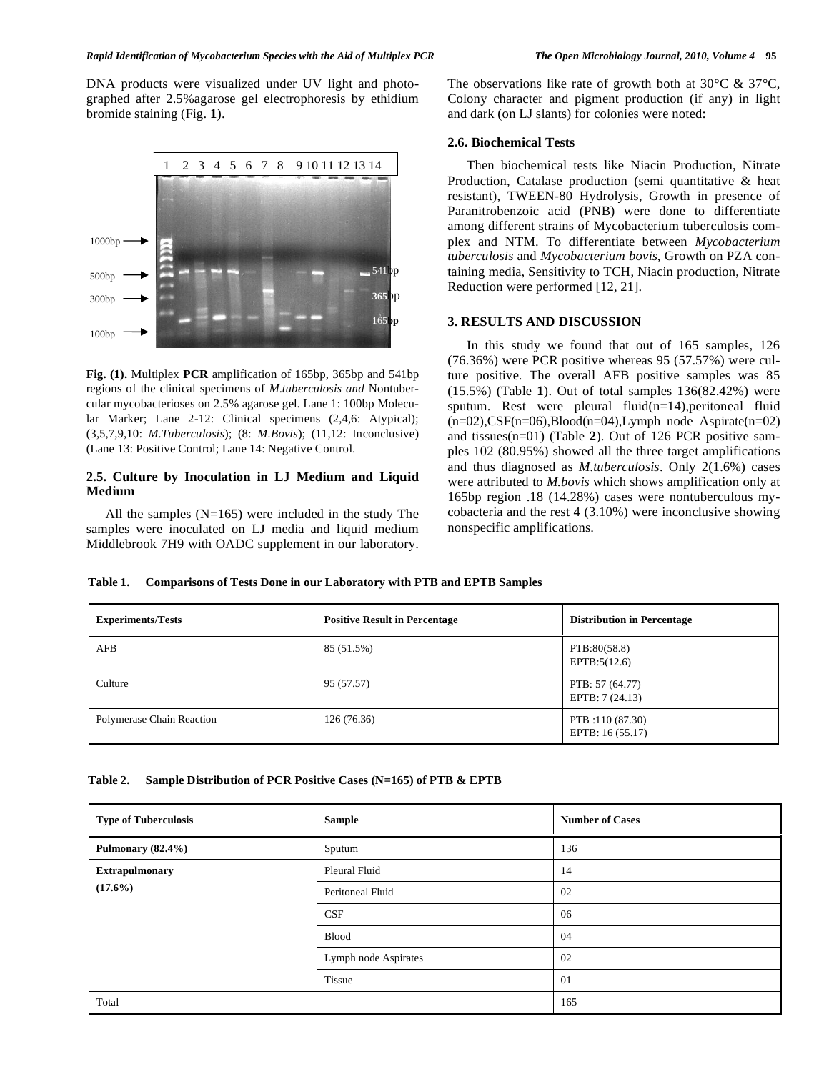DNA products were visualized under UV light and photographed after 2.5%agarose gel electrophoresis by ethidium bromide staining (Fig. **1**).

**Fig. (1).** Multiplex **PCR** amplification of 165bp, 365bp and 541bp regions of the clinical specimens of *M.tuberculosis and* Nontubercular mycobacterioses on 2.5% agarose gel. Lane 1: 100bp Molecular Marker; Lane 2-12: Clinical specimens (2,4,6: Atypical); (3,5,7,9,10: *M.Tuberculosis*); (8: *M.Bovis*); (11,12: Inconclusive) (Lane 13: Positive Control; Lane 14: Negative Control.

## 2.5. Culture by Inoculation in LJ Medium and Liquid Medium

All the samples (N=165) were included in the study The samples were inoculated on LJ media and liquid medium Middlebrook 7H9 with OADC supplement in our laboratory. The observations like rate of growth both at 30°C & 37°C, Colony character and pigment production (if any) in light and dark (on LJ slants) for colonies were noted:

## 2.6. Biochemical Tests

Then biochemical tests like Niacin Production, Nitrate Production, Catalase production (semi quantitative & heat resistant), TWEEN-80 Hydrolysis, Growth in presence of Paranitrobenzoic acid (PNB) were done to differentiate among different strains of Mycobacterium tuberculosis complex and NTM. To differentiate between *Mycobacterium tuberculosis* and *Mycobacterium bovis*, Growth on PZA containing media, Sensitivity to TCH, Niacin production, Nitrate Reduction were performed [12, 21].

## 3. RESULTS AND DISCUSSION

In this study we found that out of 165 samples, 126 (76.36%) were PCR positive whereas 95 (57.57%) were culture positive. The overall AFB positive samples was 85 (15.5%) (Table **1**). Out of total samples 136(82.42%) were sputum. Rest were pleural fluid(n=14),peritoneal fluid (n=02),CSF(n=06),Blood(n=04),Lymph node Aspirate(n=02) and tissues(n=01) (Table **2**). Out of 126 PCR positive samples 102 (80.95%) showed all the three target amplifications and thus diagnosed as *M.tuberculosis*. Only 2(1.6%) cases were attributed to *M.bovis* which shows amplification only at 165bp region .18 (14.28%) cases were nontuberculous mycobacteria and the rest 4 (3.10%) were inconclusive showing nonspecific amplifications.

**Table 1. Comparisons of Tests Done in our Laboratory with PTB and EPTB Samples**

| Experiments/Tests | Positive Result in Percentage | Distribution in Percentage |
|---|---|---|
| AFB | 85 (51.5%) | PTB:80(58.8)<br>EPTB:5(12.6) |
| Culture | 95 (57.57) | PTB: 57 (64.77)<br>EPTB: 7 (24.13) |
| Polymerase Chain Reaction | 126 (76.36) | PTB :110 (87.30)<br>EPTB: 16 (55.17) |

**Table 2. Sample Distribution of PCR Positive Cases (N=165) of PTB & EPTB**

| Type of Tuberculosis | Sample | Number of Cases |
|---|---|---|
| **Pulmonary (82.4%)** | Sputum | 136 |
| **Extrapulmonary (17.6%)** | Pleural Fluid | 14 |
| | Peritoneal Fluid | 02 |
| | CSF | 06 |
| | Blood | 04 |
| | Lymph node Aspirates | 02 |
| | Tissue | 01 |
| Total | | 165 |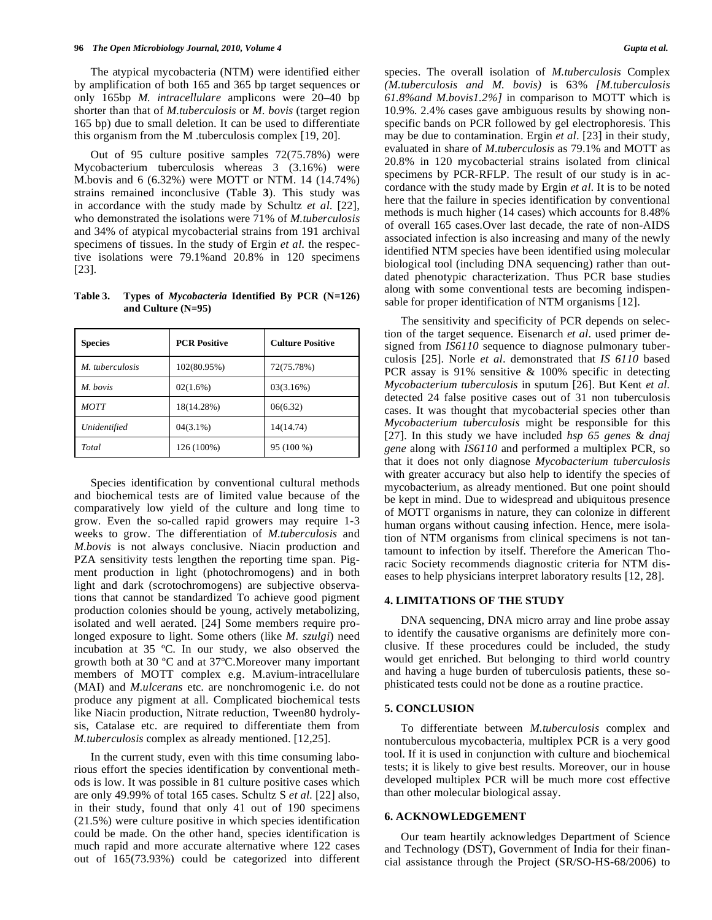The atypical mycobacteria (NTM) were identified either by amplification of both 165 and 365 bp target sequences or only 165bp *M. intracellulare* amplicons were 20–40 bp shorter than that of *M.tuberculosis* or *M. bovis* (target region 165 bp) due to small deletion. It can be used to differentiate this organism from the M .tuberculosis complex [19, 20].

Out of 95 culture positive samples 72(75.78%) were Mycobacterium tuberculosis whereas 3 (3.16%) were M.bovis and 6 (6.32%) were MOTT or NTM. 14 (14.74%) strains remained inconclusive (Table **3**). This study was in accordance with the study made by Schultz *et al.* [22], who demonstrated the isolations were 71% of *M.tuberculosis* and 34% of atypical mycobacterial strains from 191 archival specimens of tissues. In the study of Ergin *et al.* the respective isolations were 79.1%and 20.8% in 120 specimens [23].

**Table 3. Types of *Mycobacteria* Identified By PCR (N=126) and Culture (N=95)**

| Species | PCR Positive | Culture Positive |
| --- | --- | --- |
| *M. tuberculosis* | 102(80.95%) | 72(75.78%) |
| *M. bovis* | 02(1.6%) | 03(3.16%) |
| *MOTT* | 18(14.28%) | 06(6.32) |
| *Unidentified* | 04(3.1%) | 14(14.74) |
| *Total* | 126 (100%) | 95 (100 %) |

Species identification by conventional cultural methods and biochemical tests are of limited value because of the comparatively low yield of the culture and long time to grow. Even the so-called rapid growers may require 1-3 weeks to grow. The differentiation of *M.tuberculosis* and *M.bovis* is not always conclusive. Niacin production and PZA sensitivity tests lengthen the reporting time span. Pigment production in light (photochromogens) and in both light and dark (scrotochromogens) are subjective observations that cannot be standardized To achieve good pigment production colonies should be young, actively metabolizing, isolated and well aerated. [24] Some members require prolonged exposure to light. Some others (like *M. szulgi*) need incubation at 35 ºC. In our study, we also observed the growth both at 30 ºC and at 37ºC.Moreover many important members of MOTT complex e.g. M.avium-intracellulare (MAI) and *M.ulcerans* etc. are nonchromogenic i.e. do not produce any pigment at all. Complicated biochemical tests like Niacin production, Nitrate reduction, Tween80 hydrolysis, Catalase etc. are required to differentiate them from *M.tuberculosis* complex as already mentioned. [12,25].

In the current study, even with this time consuming laborious effort the species identification by conventional methods is low. It was possible in 81 culture positive cases which are only 49.99% of total 165 cases. Schultz S *et al.* [22] also, in their study, found that only 41 out of 190 specimens (21.5%) were culture positive in which species identification could be made. On the other hand, species identification is much rapid and more accurate alternative where 122 cases out of 165(73.93%) could be categorized into different species. The overall isolation of *M.tuberculosis* Complex *(M.tuberculosis and M. bovis)* is 63% *[M.tuberculosis 61.8%and M.bovis1.2%]* in comparison to MOTT which is 10.9%. 2.4% cases gave ambiguous results by showing nonspecific bands on PCR followed by gel electrophoresis. This may be due to contamination. Ergin *et al*. [23] in their study, evaluated in share of *M.tuberculosis* as 79.1% and MOTT as 20.8% in 120 mycobacterial strains isolated from clinical specimens by PCR-RFLP. The result of our study is in accordance with the study made by Ergin *et al*. It is to be noted here that the failure in species identification by conventional methods is much higher (14 cases) which accounts for 8.48% of overall 165 cases.Over last decade, the rate of non-AIDS associated infection is also increasing and many of the newly identified NTM species have been identified using molecular biological tool (including DNA sequencing) rather than outdated phenotypic characterization. Thus PCR base studies along with some conventional tests are becoming indispensable for proper identification of NTM organisms [12].

The sensitivity and specificity of PCR depends on selection of the target sequence. Eisenarch *et al*. used primer designed from *IS6110* sequence to diagnose pulmonary tuberculosis [25]. Norle *et al*. demonstrated that *IS 6110* based PCR assay is 91% sensitive & 100% specific in detecting *Mycobacterium tuberculosis* in sputum [26]. But Kent *et al.* detected 24 false positive cases out of 31 non tuberculosis cases. It was thought that mycobacterial species other than *Mycobacterium tuberculosis* might be responsible for this [27]. In this study we have included *hsp 65 genes* & *dnaj gene* along with *IS6110* and performed a multiplex PCR, so that it does not only diagnose *Mycobacterium tuberculosis* with greater accuracy but also help to identify the species of mycobacterium, as already mentioned. But one point should be kept in mind. Due to widespread and ubiquitous presence of MOTT organisms in nature, they can colonize in different human organs without causing infection. Hence, mere isolation of NTM organisms from clinical specimens is not tantamount to infection by itself. Therefore the American Thoracic Society recommends diagnostic criteria for NTM diseases to help physicians interpret laboratory results [12, 28].

## 4. LIMITATIONS OF THE STUDY

DNA sequencing, DNA micro array and line probe assay to identify the causative organisms are definitely more conclusive. If these procedures could be included, the study would get enriched. But belonging to third world country and having a huge burden of tuberculosis patients, these sophisticated tests could not be done as a routine practice.

## 5. CONCLUSION

To differentiate between *M.tuberculosis* complex and nontuberculous mycobacteria, multiplex PCR is a very good tool. If it is used in conjunction with culture and biochemical tests; it is likely to give best results. Moreover, our in house developed multiplex PCR will be much more cost effective than other molecular biological assay.

## 6. ACKNOWLEDGEMENT

Our team heartily acknowledges Department of Science and Technology (DST), Government of India for their financial assistance through the Project (SR/SO-HS-68/2006) to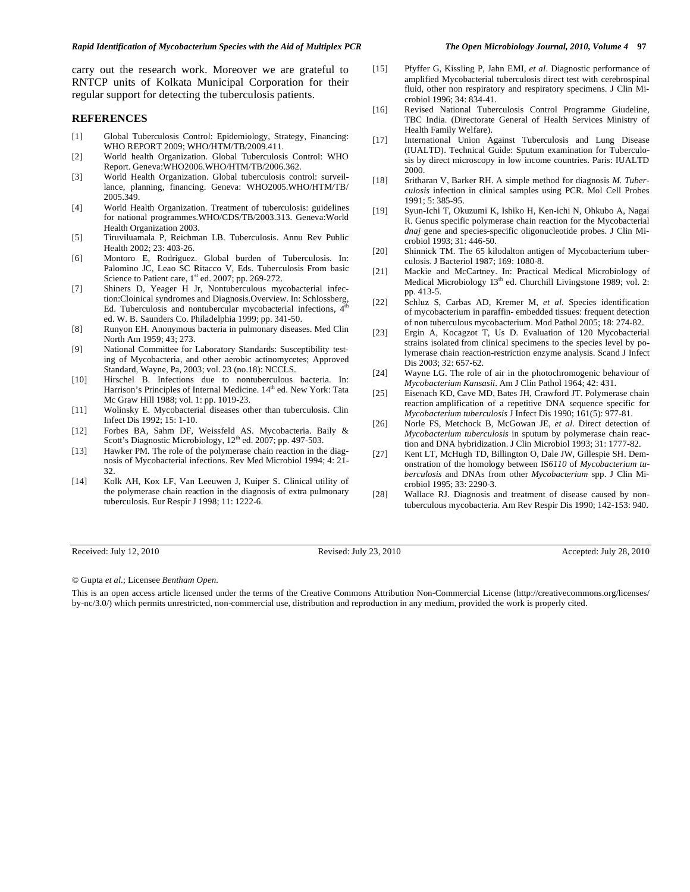carry out the research work. Moreover we are grateful to RNTCP units of Kolkata Municipal Corporation for their regular support for detecting the tuberculosis patients.

## REFERENCES

[1] Global Tuberculosis Control: Epidemiology, Strategy, Financing: WHO REPORT 2009; WHO/HTM/TB/2009.411.

[2] World health Organization. Global Tuberculosis Control: WHO Report. Geneva:WHO2006.WHO/HTM/TB/2006.362.

[3] World Health Organization. Global tuberculosis control: surveillance, planning, financing. Geneva: WHO2005.WHO/HTM/TB/ 2005.349.

[4] World Health Organization. Treatment of tuberculosis: guidelines for national programmes.WHO/CDS/TB/2003.313. Geneva:World Health Organization 2003.

[5] Tiruviluamala P, Reichman LB. Tuberculosis. Annu Rev Public Health 2002; 23: 403-26.

[6] Montoro E, Rodriguez. Global burden of Tuberculosis. In: Palomino JC, Leao SC Ritacco V, Eds. Tuberculosis From basic Science to Patient care, 1st ed. 2007; pp. 269-272.

[7] Shiners D, Yeager H Jr, Nontuberculous mycobacterial infection:Cloinical syndromes and Diagnosis.Overview. In: Schlossberg, Ed. Tuberculosis and nontubercular mycobacterial infections, 4th ed. W. B. Saunders Co. Philadelphia 1999; pp. 341-50.

[8] Runyon EH. Anonymous bacteria in pulmonary diseases. Med Clin North Am 1959; 43; 273.

[9] National Committee for Laboratory Standards: Susceptibility testing of Mycobacteria, and other aerobic actinomycetes; Approved Standard, Wayne, Pa, 2003; vol. 23 (no.18): NCCLS.

[10] Hirschel B. Infections due to nontuberculous bacteria. In: Harrison's Principles of Internal Medicine. 14th ed. New York: Tata Mc Graw Hill 1988; vol. 1: pp. 1019-23.

[11] Wolinsky E. Mycobacterial diseases other than tuberculosis. Clin Infect Dis 1992; 15: 1-10.

[12] Forbes BA, Sahm DF, Weissfeld AS. Mycobacteria. Baily & Scott's Diagnostic Microbiology, 12th ed. 2007; pp. 497-503.

[13] Hawker PM. The role of the polymerase chain reaction in the diagnosis of Mycobacterial infections. Rev Med Microbiol 1994; 4: 21-32.

[14] Kolk AH, Kox LF, Van Leeuwen J, Kuiper S. Clinical utility of the polymerase chain reaction in the diagnosis of extra pulmonary tuberculosis. Eur Respir J 1998; 11: 1222-6.

[15] Pfyffer G, Kissling P, Jahn EMI, *et al*. Diagnostic performance of amplified Mycobacterial tuberculosis direct test with cerebrospinal fluid, other non respiratory and respiratory specimens. J Clin Microbiol 1996; 34: 834-41.

[16] Revised National Tuberculosis Control Programme Giudeline, TBC India. (Directorate General of Health Services Ministry of Health Family Welfare).

[17] International Union Against Tuberculosis and Lung Disease (IUALTD). Technical Guide: Sputum examination for Tuberculosis by direct microscopy in low income countries. Paris: IUALTD 2000.

[18] Sritharan V, Barker RH. A simple method for diagnosis *M. Tuberculosis* infection in clinical samples using PCR. Mol Cell Probes 1991; 5: 385-95.

[19] Syun-Ichi T, Okuzumi K, Ishiko H, Ken-ichi N, Ohkubo A, Nagai R. Genus specific polymerase chain reaction for the Mycobacterial *dnaj* gene and species-specific oligonucleotide probes. J Clin Microbiol 1993; 31: 446-50.

[20] Shinnick TM. The 65 kilodalton antigen of Mycobacterium tuberculosis. J Bacteriol 1987; 169: 1080-8.

[21] Mackie and McCartney. In: Practical Medical Microbiology of Medical Microbiology 13th ed. Churchill Livingstone 1989; vol. 2: pp. 413-5.

[22] Schluz S, Carbas AD, Kremer M, *et al*. Species identification of mycobacterium in paraffin- embedded tissues: frequent detection of non tuberculous mycobacterium. Mod Pathol 2005; 18: 274-82.

[23] Ergin A, Kocagzot T, Us D. Evaluation of 120 Mycobacterial strains isolated from clinical specimens to the species level by polymerase chain reaction-restriction enzyme analysis. Scand J Infect Dis 2003; 32: 657-62.

[24] Wayne LG. The role of air in the photochromogenic behaviour of *Mycobacterium Kansasii*. Am J Clin Pathol 1964; 42: 431.

[25] Eisenach KD, Cave MD, Bates JH, Crawford JT. Polymerase chain reaction amplification of a repetitive DNA sequence specific for *Mycobacterium tuberculosis* J Infect Dis 1990; 161(5): 977-81.

[26] Norle FS, Metchock B, McGowan JE, *et al*. Direct detection of *Mycobacterium tuberculosis* in sputum by polymerase chain reaction and DNA hybridization. J Clin Microbiol 1993; 31: 1777-82.

[27] Kent LT, McHugh TD, Billington O, Dale JW, Gillespie SH. Demonstration of the homology between IS*6110* of *Mycobacterium tuberculosis* and DNAs from other *Mycobacterium* spp. J Clin Microbiol 1995; 33: 2290-3.

[28] Wallace RJ. Diagnosis and treatment of disease caused by nontuberculous mycobacteria. Am Rev Respir Dis 1990; 142-153: 940.

Received: July 12, 2010 Revised: July 23, 2010 Accepted: July 28, 2010

© Gupta *et al*.; Licensee *Bentham Open*.

This is an open access article licensed under the terms of the Creative Commons Attribution Non-Commercial License (http://creativecommons.org/licenses/by-nc/3.0/) which permits unrestricted, non-commercial use, distribution and reproduction in any medium, provided the work is properly cited.